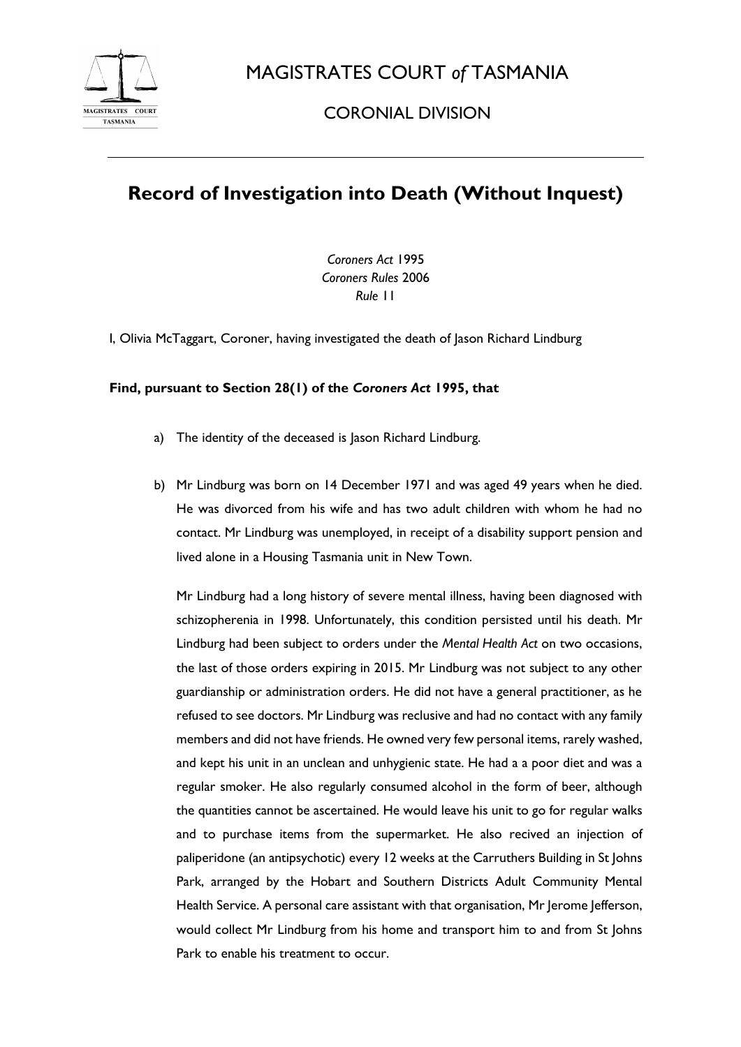MAGISTRATES COURT *of* TASMANIA

CORONIAL DIVISION

# Record of Investigation into Death (Without Inquest)

*Coroners Act* 1995
*Coroners Rules* 2006
*Rule* 11

I, Olivia McTaggart, Coroner, having investigated the death of Jason Richard Lindburg

**Find, pursuant to Section 28(1) of the *Coroners Act* 1995, that**

a) The identity of the deceased is Jason Richard Lindburg.

b) Mr Lindburg was born on 14 December 1971 and was aged 49 years when he died. He was divorced from his wife and has two adult children with whom he had no contact. Mr Lindburg was unemployed, in receipt of a disability support pension and lived alone in a Housing Tasmania unit in New Town.

   Mr Lindburg had a long history of severe mental illness, having been diagnosed with schizopherenia in 1998. Unfortunately, this condition persisted until his death. Mr Lindburg had been subject to orders under the *Mental Health Act* on two occasions, the last of those orders expiring in 2015. Mr Lindburg was not subject to any other guardianship or administration orders. He did not have a general practitioner, as he refused to see doctors. Mr Lindburg was reclusive and had no contact with any family members and did not have friends. He owned very few personal items, rarely washed, and kept his unit in an unclean and unhygienic state. He had a a poor diet and was a regular smoker. He also regularly consumed alcohol in the form of beer, although the quantities cannot be ascertained. He would leave his unit to go for regular walks and to purchase items from the supermarket. He also recived an injection of paliperidone (an antipsychotic) every 12 weeks at the Carruthers Building in St Johns Park, arranged by the Hobart and Southern Districts Adult Community Mental Health Service. A personal care assistant with that organisation, Mr Jerome Jefferson, would collect Mr Lindburg from his home and transport him to and from St Johns Park to enable his treatment to occur.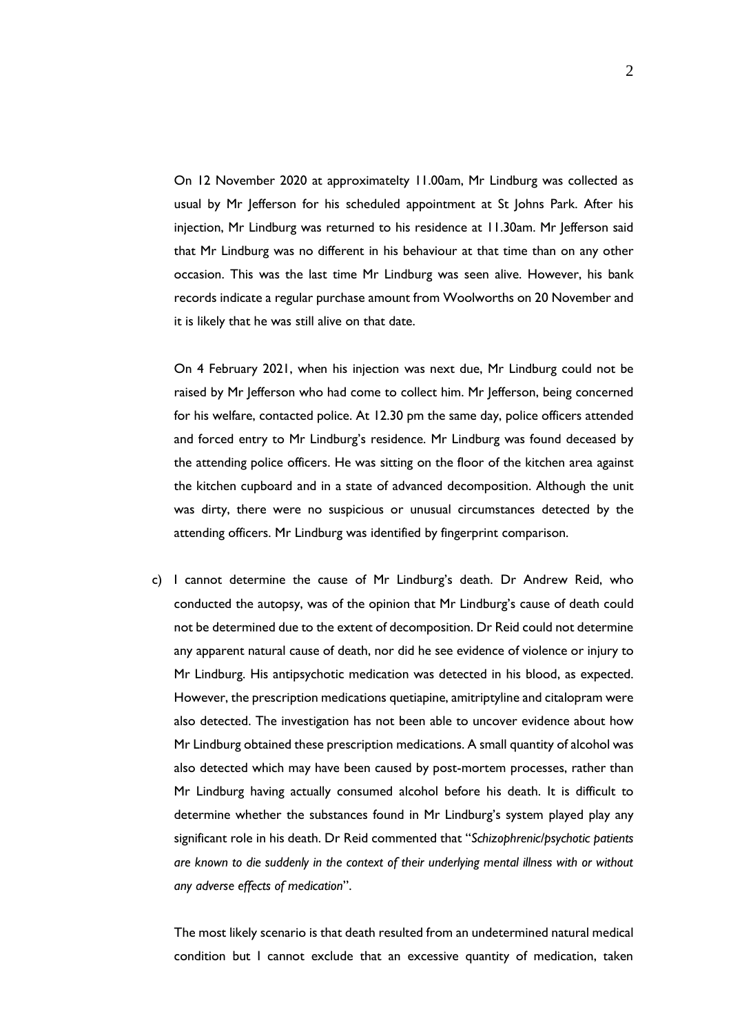On 12 November 2020 at approximatelty 11.00am, Mr Lindburg was collected as usual by Mr Jefferson for his scheduled appointment at St Johns Park. After his injection, Mr Lindburg was returned to his residence at 11.30am. Mr Jefferson said that Mr Lindburg was no different in his behaviour at that time than on any other occasion. This was the last time Mr Lindburg was seen alive. However, his bank records indicate a regular purchase amount from Woolworths on 20 November and it is likely that he was still alive on that date.

On 4 February 2021, when his injection was next due, Mr Lindburg could not be raised by Mr Jefferson who had come to collect him. Mr Jefferson, being concerned for his welfare, contacted police. At 12.30 pm the same day, police officers attended and forced entry to Mr Lindburg's residence. Mr Lindburg was found deceased by the attending police officers. He was sitting on the floor of the kitchen area against the kitchen cupboard and in a state of advanced decomposition. Although the unit was dirty, there were no suspicious or unusual circumstances detected by the attending officers. Mr Lindburg was identified by fingerprint comparison.

c) I cannot determine the cause of Mr Lindburg's death. Dr Andrew Reid, who conducted the autopsy, was of the opinion that Mr Lindburg's cause of death could not be determined due to the extent of decomposition. Dr Reid could not determine any apparent natural cause of death, nor did he see evidence of violence or injury to Mr Lindburg. His antipsychotic medication was detected in his blood, as expected. However, the prescription medications quetiapine, amitriptyline and citalopram were also detected. The investigation has not been able to uncover evidence about how Mr Lindburg obtained these prescription medications. A small quantity of alcohol was also detected which may have been caused by post-mortem processes, rather than Mr Lindburg having actually consumed alcohol before his death. It is difficult to determine whether the substances found in Mr Lindburg's system played play any significant role in his death. Dr Reid commented that "*Schizophrenic/psychotic patients are known to die suddenly in the context of their underlying mental illness with or without any adverse effects of medication*".

The most likely scenario is that death resulted from an undetermined natural medical condition but I cannot exclude that an excessive quantity of medication, taken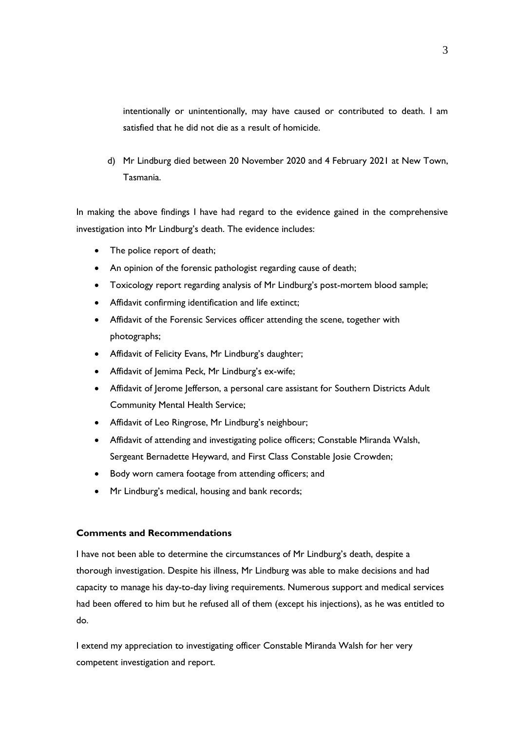intentionally or unintentionally, may have caused or contributed to death. I am satisfied that he did not die as a result of homicide.

d) Mr Lindburg died between 20 November 2020 and 4 February 2021 at New Town, Tasmania.

In making the above findings I have had regard to the evidence gained in the comprehensive investigation into Mr Lindburg's death. The evidence includes:

- The police report of death;
- An opinion of the forensic pathologist regarding cause of death;
- Toxicology report regarding analysis of Mr Lindburg's post-mortem blood sample;
- Affidavit confirming identification and life extinct;
- Affidavit of the Forensic Services officer attending the scene, together with photographs;
- Affidavit of Felicity Evans, Mr Lindburg's daughter;
- Affidavit of Jemima Peck, Mr Lindburg's ex-wife;
- Affidavit of Jerome Jefferson, a personal care assistant for Southern Districts Adult Community Mental Health Service;
- Affidavit of Leo Ringrose, Mr Lindburg's neighbour;
- Affidavit of attending and investigating police officers; Constable Miranda Walsh, Sergeant Bernadette Heyward, and First Class Constable Josie Crowden;
- Body worn camera footage from attending officers; and
- Mr Lindburg's medical, housing and bank records;

**Comments and Recommendations**

I have not been able to determine the circumstances of Mr Lindburg's death, despite a thorough investigation. Despite his illness, Mr Lindburg was able to make decisions and had capacity to manage his day-to-day living requirements. Numerous support and medical services had been offered to him but he refused all of them (except his injections), as he was entitled to do.

I extend my appreciation to investigating officer Constable Miranda Walsh for her very competent investigation and report.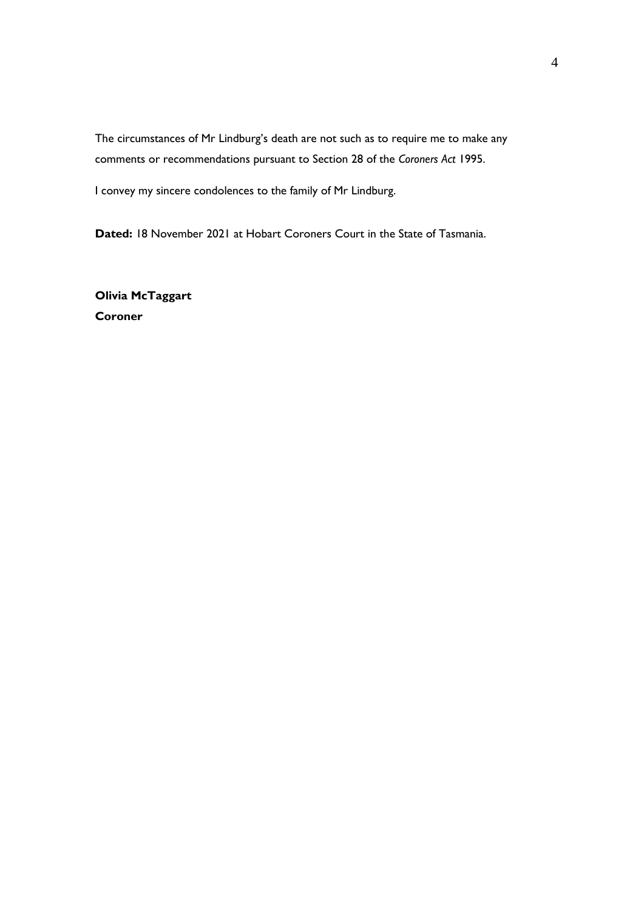The circumstances of Mr Lindburg's death are not such as to require me to make any comments or recommendations pursuant to Section 28 of the *Coroners Act* 1995.

I convey my sincere condolences to the family of Mr Lindburg.

**Dated:** 18 November 2021 at Hobart Coroners Court in the State of Tasmania.

**Olivia McTaggart**
**Coroner**